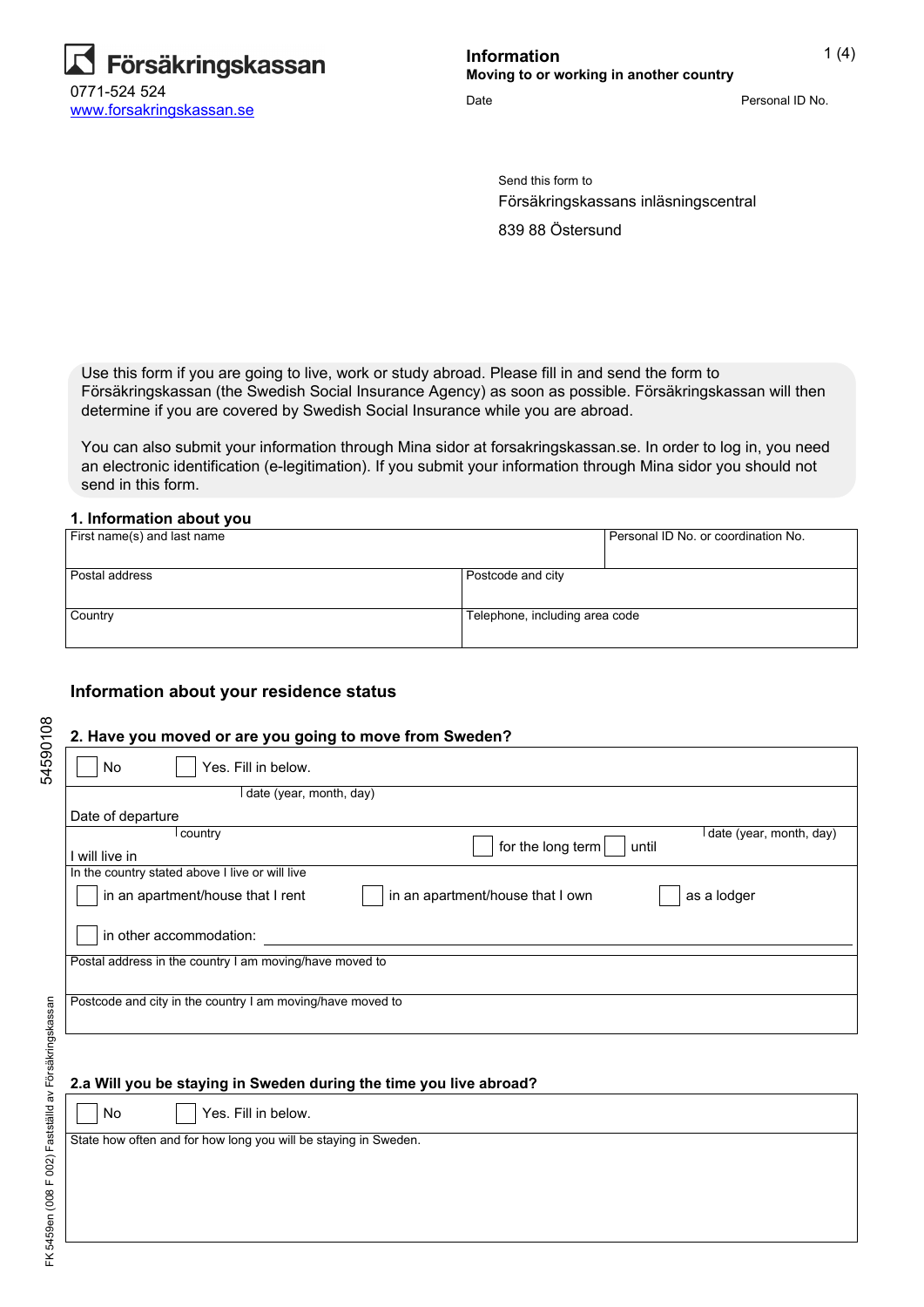Försäkringskassan
0771-524 524
www.forsakringskassan.se

**Information**
**Moving to or working in another country**

Date

Personal ID No.

Send this form to
Försäkringskassans inläsningscentral
839 88 Östersund

Use this form if you are going to live, work or study abroad. Please fill in and send the form to Försäkringskassan (the Swedish Social Insurance Agency) as soon as possible. Försäkringskassan will then determine if you are covered by Swedish Social Insurance while you are abroad.

You can also submit your information through Mina sidor at forsakringskassan.se. In order to log in, you need an electronic identification (e-legitimation). If you submit your information through Mina sidor you should not send in this form.

### 1. Information about you

| First name(s) and last name | Personal ID No. or coordination No. |
|---|---|
| Postal address | Postcode and city |
| Country | Telephone, including area code |

## Information about your residence status

### 2. Have you moved or are you going to move from Sweden?

☐ No ☐ Yes. Fill in below.

Date of departure: date (year, month, day)

I will live in: country ☐ for the long term ☐ until date (year, month, day)

In the country stated above I live or will live

☐ in an apartment/house that I rent ☐ in an apartment/house that I own ☐ as a lodger

☐ in other accommodation: ______________

Postal address in the country I am moving/have moved to

Postcode and city in the country I am moving/have moved to

### 2.a Will you be staying in Sweden during the time you live abroad?

☐ No ☐ Yes. Fill in below.

State how often and for how long you will be staying in Sweden.

54590108

FK 5459en (008 F 002) Fastställd av Försäkringskassan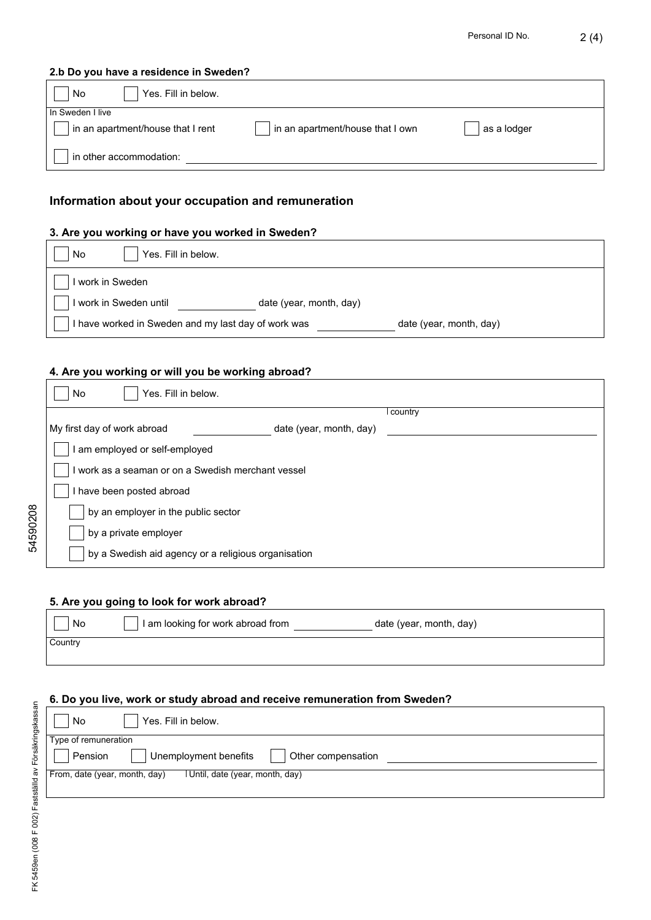### 2.b Do you have a residence in Sweden?

☐ No ☐ Yes. Fill in below.

In Sweden I live

☐ in an apartment/house that I rent ☐ in an apartment/house that I own ☐ as a lodger

☐ in other accommodation: \_\_\_\_\_\_\_\_\_\_\_\_\_\_\_\_

## Information about your occupation and remuneration

### 3. Are you working or have you worked in Sweden?

☐ No ☐ Yes. Fill in below.

☐ I work in Sweden

☐ I work in Sweden until \_\_\_\_\_\_\_\_ date (year, month, day)

☐ I have worked in Sweden and my last day of work was \_\_\_\_\_\_\_\_ date (year, month, day)

### 4. Are you working or will you be working abroad?

☐ No ☐ Yes. Fill in below.

My first day of work abroad \_\_\_\_\_\_\_\_ date (year, month, day) country \_\_\_\_\_\_\_\_

☐ I am employed or self-employed

☐ I work as a seaman or on a Swedish merchant vessel

☐ I have been posted abroad

- ☐ by an employer in the public sector
- ☐ by a private employer
- ☐ by a Swedish aid agency or a religious organisation

### 5. Are you going to look for work abroad?

☐ No ☐ I am looking for work abroad from \_\_\_\_\_\_\_\_ date (year, month, day)

Country

### 6. Do you live, work or study abroad and receive remuneration from Sweden?

☐ No ☐ Yes. Fill in below.

Type of remuneration

☐ Pension ☐ Unemployment benefits ☐ Other compensation \_\_\_\_\_\_\_\_

From, date (year, month, day) | Until, date (year, month, day)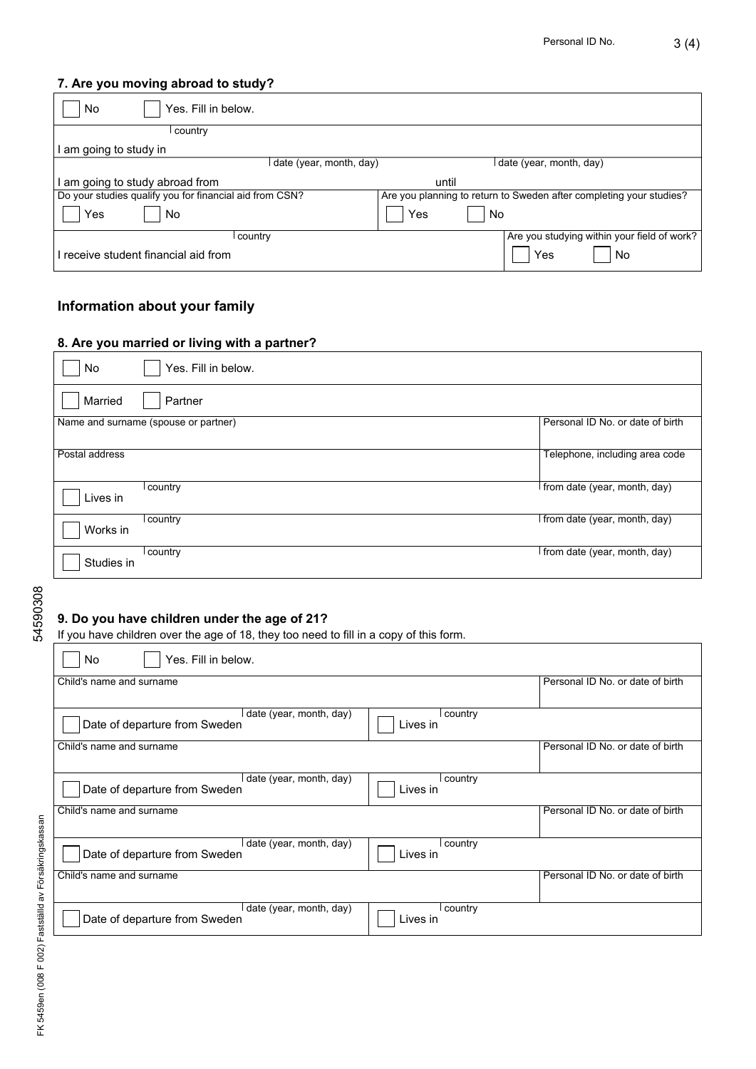### 7. Are you moving abroad to study?

☐ No ☐ Yes. Fill in below.

| | |
|---|---|
| I am going to study in (country) | |
| I am going to study abroad from (date (year, month, day)) | until (date (year, month, day)) |
| Do your studies qualify you for financial aid from CSN?<br>☐ Yes ☐ No | Are you planning to return to Sweden after completing your studies?<br>☐ Yes ☐ No |
| I receive student financial aid from (country) | Are you studying within your field of work?<br>☐ Yes ☐ No |

## Information about your family

### 8. Are you married or living with a partner?

☐ No ☐ Yes. Fill in below.

☐ Married ☐ Partner

| | |
|---|---|
| Name and surname (spouse or partner) | Personal ID No. or date of birth |
| Postal address | Telephone, including area code |
| ☐ Lives in (country) | from date (year, month, day) |
| ☐ Works in (country) | from date (year, month, day) |
| ☐ Studies in (country) | from date (year, month, day) |

### 9. Do you have children under the age of 21?

If you have children over the age of 18, they too need to fill in a copy of this form.

☐ No ☐ Yes. Fill in below.

| | | |
|---|---|---|
| Child's name and surname | | Personal ID No. or date of birth |
| ☐ Date of departure from Sweden (date (year, month, day)) | ☐ Lives in (country) | |
| Child's name and surname | | Personal ID No. or date of birth |
| ☐ Date of departure from Sweden (date (year, month, day)) | ☐ Lives in (country) | |
| Child's name and surname | | Personal ID No. or date of birth |
| ☐ Date of departure from Sweden (date (year, month, day)) | ☐ Lives in (country) | |
| Child's name and surname | | Personal ID No. or date of birth |
| ☐ Date of departure from Sweden (date (year, month, day)) | ☐ Lives in (country) | |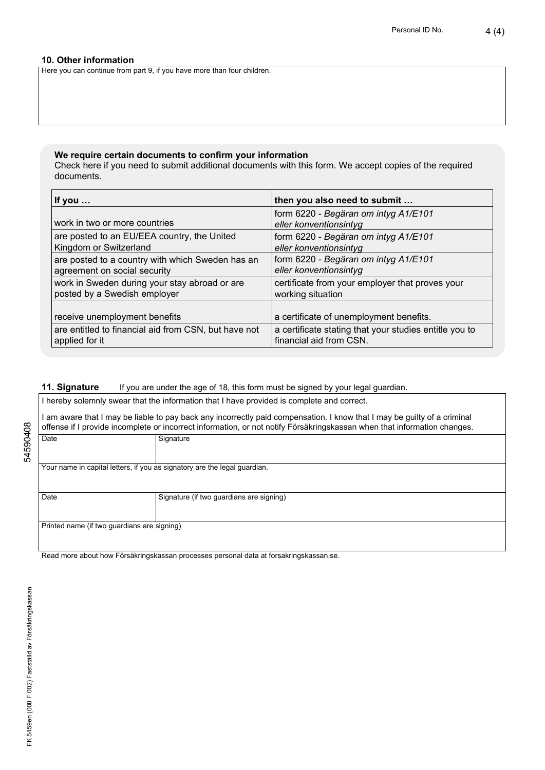## 10. Other information

Here you can continue from part 9, if you have more than four children.

**We require certain documents to confirm your information**

Check here if you need to submit additional documents with this form. We accept copies of the required documents.

| If you … | then you also need to submit … |
|---|---|
| work in two or more countries | form 6220 - *Begäran om intyg A1/E101 eller konventionsintyg* |
| are posted to an EU/EEA country, the United Kingdom or Switzerland | form 6220 - *Begäran om intyg A1/E101 eller konventionsintyg* |
| are posted to a country with which Sweden has an agreement on social security | form 6220 - *Begäran om intyg A1/E101 eller konventionsintyg* |
| work in Sweden during your stay abroad or are posted by a Swedish employer | certificate from your employer that proves your working situation |
| receive unemployment benefits | a certificate of unemployment benefits. |
| are entitled to financial aid from CSN, but have not applied for it | a certificate stating that your studies entitle you to financial aid from CSN. |

## 11. Signature

If you are under the age of 18, this form must be signed by your legal guardian.

I hereby solemnly swear that the information that I have provided is complete and correct.

I am aware that I may be liable to pay back any incorrectly paid compensation. I know that I may be guilty of a criminal offense if I provide incomplete or incorrect information, or not notify Försäkringskassan when that information changes.

| Date | Signature |
|---|---|
| | |

Your name in capital letters, if you as signatory are the legal guardian.

| Date | Signature (if two guardians are signing) |
|---|---|
| | |

Printed name (if two guardians are signing)

Read more about how Försäkringskassan processes personal data at forsakringskassan.se.

54590408

FK 5459en (008 F 002) Fastställd av Försäkringskassan